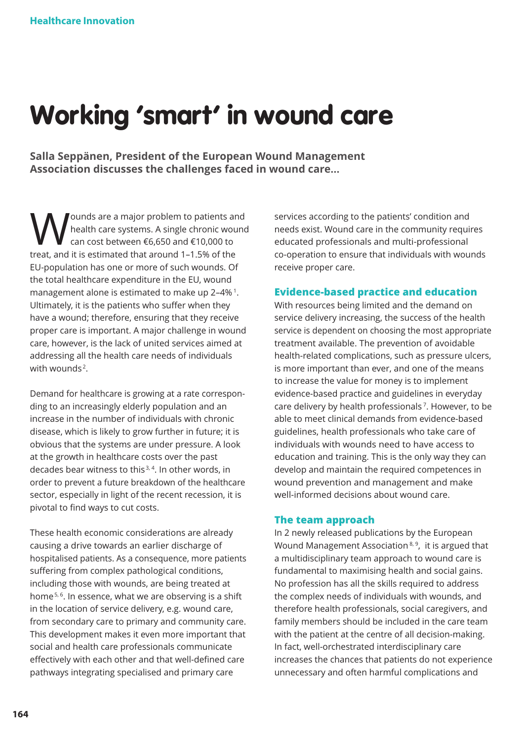# Working 'smart' in wound care

**Salla Seppänen, President of the European Wound Management Association discusses the challenges faced in wound care...**

Wounds are a major problem to patients and health care systems. A single chronic wound can cost between €6,650 and €10,000 to treat, and it is estimated that around 1–1.5% of the EU-population has one or more of such wounds. Of the total healthcare expenditure in the EU, wound management alone is estimated to make up 2–4% [1]. Ultimately, it is the patients who suffer when they have a wound; therefore, ensuring that they receive proper care is important. A major challenge in wound care, however, is the lack of united services aimed at addressing all the health care needs of individuals with wounds [2].

Demand for healthcare is growing at a rate corresponding to an increasingly elderly population and an increase in the number of individuals with chronic disease, which is likely to grow further in future; it is obvious that the systems are under pressure. A look at the growth in healthcare costs over the past decades bear witness to this [3, 4]. In other words, in order to prevent a future breakdown of the healthcare sector, especially in light of the recent recession, it is pivotal to find ways to cut costs.

These health economic considerations are already causing a drive towards an earlier discharge of hospitalised patients. As a consequence, more patients suffering from complex pathological conditions, including those with wounds, are being treated at home [5, 6]. In essence, what we are observing is a shift in the location of service delivery, e.g. wound care, from secondary care to primary and community care. This development makes it even more important that social and health care professionals communicate effectively with each other and that well-defined care pathways integrating specialised and primary care services according to the patients' condition and needs exist. Wound care in the community requires educated professionals and multi-professional co-operation to ensure that individuals with wounds receive proper care.

## Evidence-based practice and education

With resources being limited and the demand on service delivery increasing, the success of the health service is dependent on choosing the most appropriate treatment available. The prevention of avoidable health-related complications, such as pressure ulcers, is more important than ever, and one of the means to increase the value for money is to implement evidence-based practice and guidelines in everyday care delivery by health professionals [7]. However, to be able to meet clinical demands from evidence-based guidelines, health professionals who take care of individuals with wounds need to have access to education and training. This is the only way they can develop and maintain the required competences in wound prevention and management and make well-informed decisions about wound care.

## The team approach

In 2 newly released publications by the European Wound Management Association [8, 9], it is argued that a multidisciplinary team approach to wound care is fundamental to maximising health and social gains. No profession has all the skills required to address the complex needs of individuals with wounds, and therefore health professionals, social caregivers, and family members should be included in the care team with the patient at the centre of all decision-making. In fact, well-orchestrated interdisciplinary care increases the chances that patients do not experience unnecessary and often harmful complications and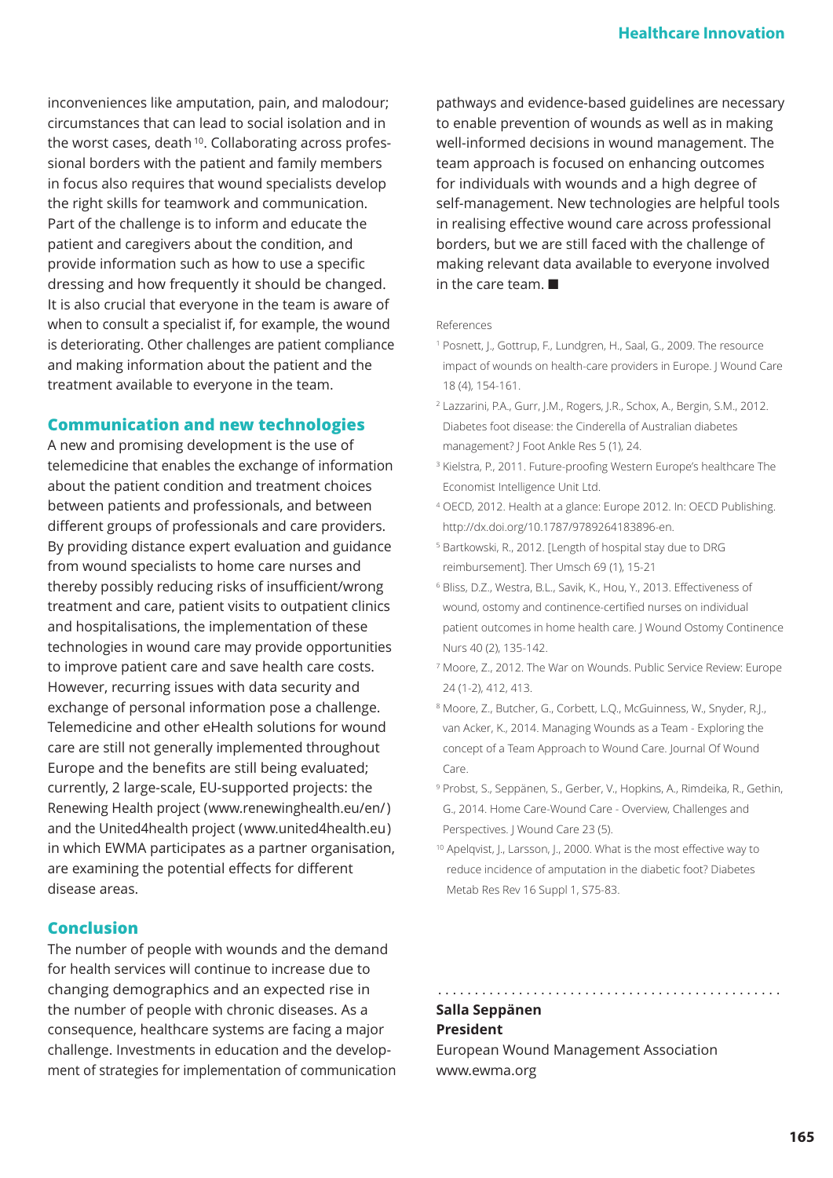inconveniences like amputation, pain, and malodour; circumstances that can lead to social isolation and in the worst cases, death [10]. Collaborating across professional borders with the patient and family members in focus also requires that wound specialists develop the right skills for teamwork and communication. Part of the challenge is to inform and educate the patient and caregivers about the condition, and provide information such as how to use a specific dressing and how frequently it should be changed. It is also crucial that everyone in the team is aware of when to consult a specialist if, for example, the wound is deteriorating. Other challenges are patient compliance and making information about the patient and the treatment available to everyone in the team.

## Communication and new technologies

A new and promising development is the use of telemedicine that enables the exchange of information about the patient condition and treatment choices between patients and professionals, and between different groups of professionals and care providers. By providing distance expert evaluation and guidance from wound specialists to home care nurses and thereby possibly reducing risks of insufficient/wrong treatment and care, patient visits to outpatient clinics and hospitalisations, the implementation of these technologies in wound care may provide opportunities to improve patient care and save health care costs. However, recurring issues with data security and exchange of personal information pose a challenge. Telemedicine and other eHealth solutions for wound care are still not generally implemented throughout Europe and the benefits are still being evaluated; currently, 2 large-scale, EU-supported projects: the Renewing Health project (www.renewinghealth.eu/en/) and the United4health project (www.united4health.eu) in which EWMA participates as a partner organisation, are examining the potential effects for different disease areas.

## Conclusion

The number of people with wounds and the demand for health services will continue to increase due to changing demographics and an expected rise in the number of people with chronic diseases. As a consequence, healthcare systems are facing a major challenge. Investments in education and the development of strategies for implementation of communication pathways and evidence-based guidelines are necessary to enable prevention of wounds as well as in making well-informed decisions in wound management. The team approach is focused on enhancing outcomes for individuals with wounds and a high degree of self-management. New technologies are helpful tools in realising effective wound care across professional borders, but we are still faced with the challenge of making relevant data available to everyone involved in the care team. ■

References

[1] Posnett, J., Gottrup, F., Lundgren, H., Saal, G., 2009. The resource impact of wounds on health-care providers in Europe. J Wound Care 18 (4), 154-161.

[2] Lazzarini, P.A., Gurr, J.M., Rogers, J.R., Schox, A., Bergin, S.M., 2012. Diabetes foot disease: the Cinderella of Australian diabetes management? J Foot Ankle Res 5 (1), 24.

[3] Kielstra, P., 2011. Future-proofing Western Europe's healthcare The Economist Intelligence Unit Ltd.

[4] OECD, 2012. Health at a glance: Europe 2012. In: OECD Publishing. http://dx.doi.org/10.1787/9789264183896-en.

[5] Bartkowski, R., 2012. [Length of hospital stay due to DRG reimbursement]. Ther Umsch 69 (1), 15-21

[6] Bliss, D.Z., Westra, B.L., Savik, K., Hou, Y., 2013. Effectiveness of wound, ostomy and continence-certified nurses on individual patient outcomes in home health care. J Wound Ostomy Continence Nurs 40 (2), 135-142.

[7] Moore, Z., 2012. The War on Wounds. Public Service Review: Europe 24 (1-2), 412, 413.

[8] Moore, Z., Butcher, G., Corbett, L.Q., McGuinness, W., Snyder, R.J., van Acker, K., 2014. Managing Wounds as a Team - Exploring the concept of a Team Approach to Wound Care. Journal Of Wound Care.

[9] Probst, S., Seppänen, S., Gerber, V., Hopkins, A., Rimdeika, R., Gethin, G., 2014. Home Care-Wound Care - Overview, Challenges and Perspectives. J Wound Care 23 (5).

[10] Apelqvist, J., Larsson, J., 2000. What is the most effective way to reduce incidence of amputation in the diabetic foot? Diabetes Metab Res Rev 16 Suppl 1, S75-83.

**Salla Seppänen**
**President**
European Wound Management Association
www.ewma.org